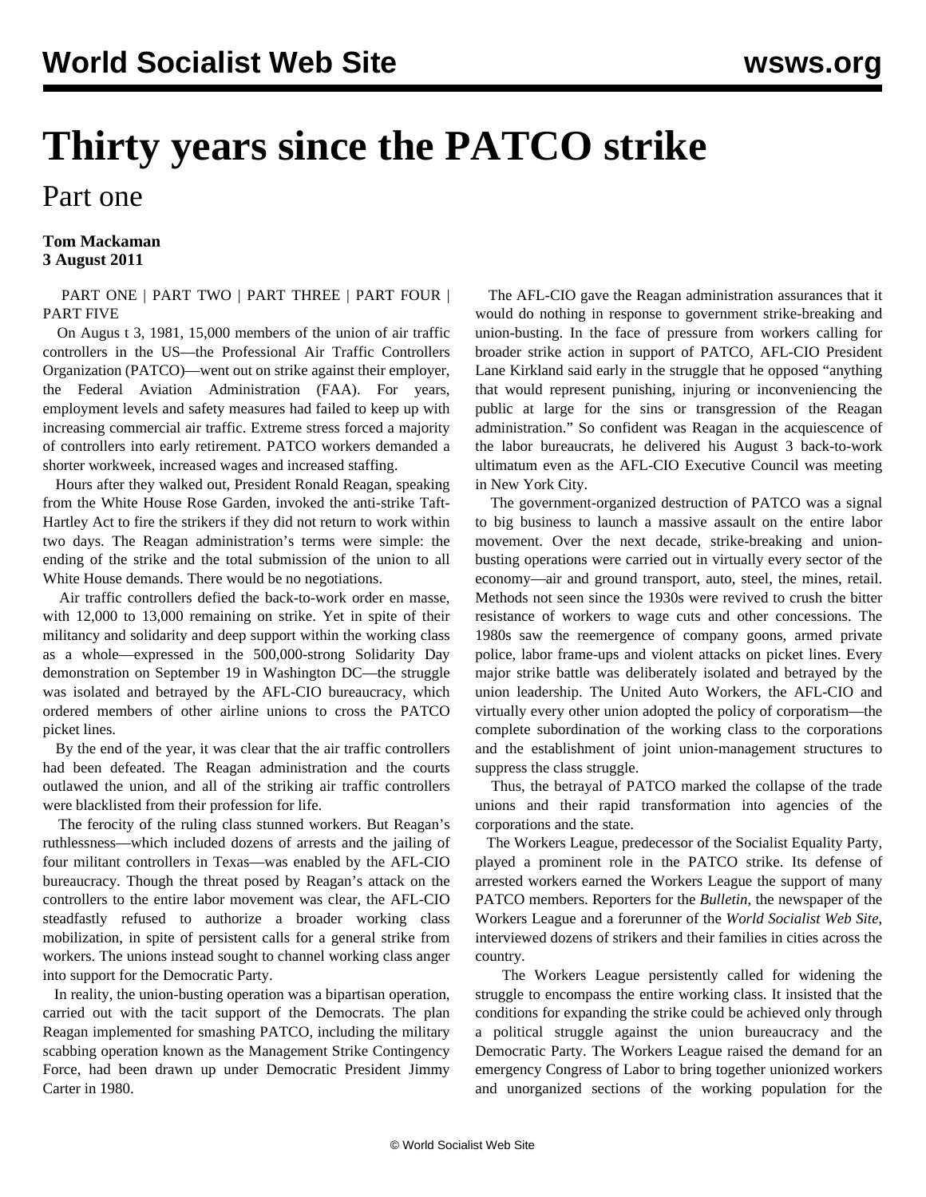# Thirty years since the PATCO strike

## Part one

**Tom Mackaman**
**3 August 2011**

PART ONE | PART TWO | PART THREE | PART FOUR | PART FIVE

On Augus t 3, 1981, 15,000 members of the union of air traffic controllers in the US—the Professional Air Traffic Controllers Organization (PATCO)—went out on strike against their employer, the Federal Aviation Administration (FAA). For years, employment levels and safety measures had failed to keep up with increasing commercial air traffic. Extreme stress forced a majority of controllers into early retirement. PATCO workers demanded a shorter workweek, increased wages and increased staffing.

Hours after they walked out, President Ronald Reagan, speaking from the White House Rose Garden, invoked the anti-strike Taft-Hartley Act to fire the strikers if they did not return to work within two days. The Reagan administration's terms were simple: the ending of the strike and the total submission of the union to all White House demands. There would be no negotiations.

Air traffic controllers defied the back-to-work order en masse, with 12,000 to 13,000 remaining on strike. Yet in spite of their militancy and solidarity and deep support within the working class as a whole—expressed in the 500,000-strong Solidarity Day demonstration on September 19 in Washington DC—the struggle was isolated and betrayed by the AFL-CIO bureaucracy, which ordered members of other airline unions to cross the PATCO picket lines.

By the end of the year, it was clear that the air traffic controllers had been defeated. The Reagan administration and the courts outlawed the union, and all of the striking air traffic controllers were blacklisted from their profession for life.

The ferocity of the ruling class stunned workers. But Reagan's ruthlessness—which included dozens of arrests and the jailing of four militant controllers in Texas—was enabled by the AFL-CIO bureaucracy. Though the threat posed by Reagan's attack on the controllers to the entire labor movement was clear, the AFL-CIO steadfastly refused to authorize a broader working class mobilization, in spite of persistent calls for a general strike from workers. The unions instead sought to channel working class anger into support for the Democratic Party.

In reality, the union-busting operation was a bipartisan operation, carried out with the tacit support of the Democrats. The plan Reagan implemented for smashing PATCO, including the military scabbing operation known as the Management Strike Contingency Force, had been drawn up under Democratic President Jimmy Carter in 1980.

The AFL-CIO gave the Reagan administration assurances that it would do nothing in response to government strike-breaking and union-busting. In the face of pressure from workers calling for broader strike action in support of PATCO, AFL-CIO President Lane Kirkland said early in the struggle that he opposed "anything that would represent punishing, injuring or inconveniencing the public at large for the sins or transgression of the Reagan administration." So confident was Reagan in the acquiescence of the labor bureaucrats, he delivered his August 3 back-to-work ultimatum even as the AFL-CIO Executive Council was meeting in New York City.

The government-organized destruction of PATCO was a signal to big business to launch a massive assault on the entire labor movement. Over the next decade, strike-breaking and union-busting operations were carried out in virtually every sector of the economy—air and ground transport, auto, steel, the mines, retail. Methods not seen since the 1930s were revived to crush the bitter resistance of workers to wage cuts and other concessions. The 1980s saw the reemergence of company goons, armed private police, labor frame-ups and violent attacks on picket lines. Every major strike battle was deliberately isolated and betrayed by the union leadership. The United Auto Workers, the AFL-CIO and virtually every other union adopted the policy of corporatism—the complete subordination of the working class to the corporations and the establishment of joint union-management structures to suppress the class struggle.

Thus, the betrayal of PATCO marked the collapse of the trade unions and their rapid transformation into agencies of the corporations and the state.

The Workers League, predecessor of the Socialist Equality Party, played a prominent role in the PATCO strike. Its defense of arrested workers earned the Workers League the support of many PATCO members. Reporters for the *Bulletin*, the newspaper of the Workers League and a forerunner of the *World Socialist Web Site*, interviewed dozens of strikers and their families in cities across the country.

The Workers League persistently called for widening the struggle to encompass the entire working class. It insisted that the conditions for expanding the strike could be achieved only through a political struggle against the union bureaucracy and the Democratic Party. The Workers League raised the demand for an emergency Congress of Labor to bring together unionized workers and unorganized sections of the working population for the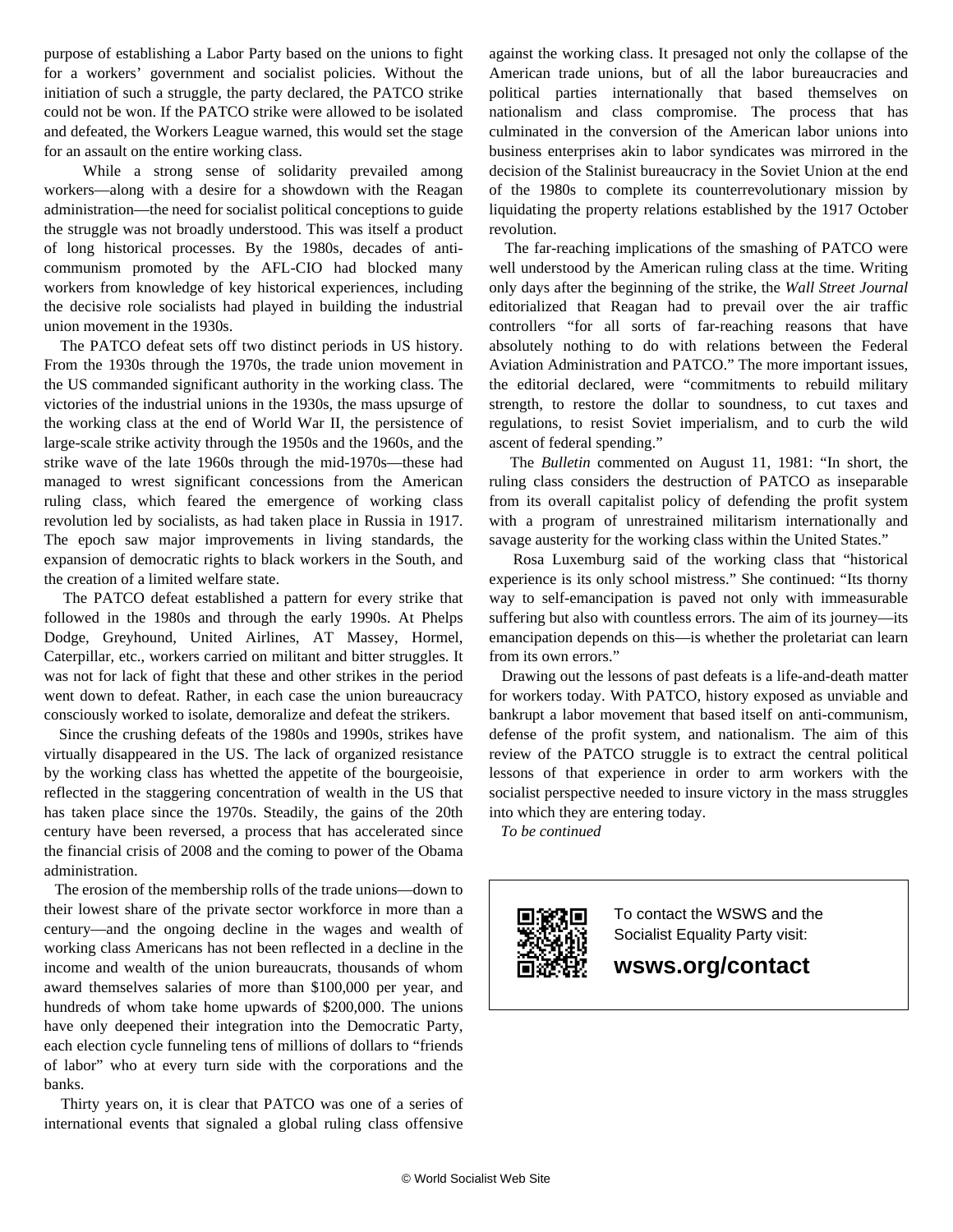purpose of establishing a Labor Party based on the unions to fight for a workers' government and socialist policies. Without the initiation of such a struggle, the party declared, the PATCO strike could not be won. If the PATCO strike were allowed to be isolated and defeated, the Workers League warned, this would set the stage for an assault on the entire working class.

While a strong sense of solidarity prevailed among workers—along with a desire for a showdown with the Reagan administration—the need for socialist political conceptions to guide the struggle was not broadly understood. This was itself a product of long historical processes. By the 1980s, decades of anti-communism promoted by the AFL-CIO had blocked many workers from knowledge of key historical experiences, including the decisive role socialists had played in building the industrial union movement in the 1930s.

The PATCO defeat sets off two distinct periods in US history. From the 1930s through the 1970s, the trade union movement in the US commanded significant authority in the working class. The victories of the industrial unions in the 1930s, the mass upsurge of the working class at the end of World War II, the persistence of large-scale strike activity through the 1950s and the 1960s, and the strike wave of the late 1960s through the mid-1970s—these had managed to wrest significant concessions from the American ruling class, which feared the emergence of working class revolution led by socialists, as had taken place in Russia in 1917. The epoch saw major improvements in living standards, the expansion of democratic rights to black workers in the South, and the creation of a limited welfare state.

The PATCO defeat established a pattern for every strike that followed in the 1980s and through the early 1990s. At Phelps Dodge, Greyhound, United Airlines, AT Massey, Hormel, Caterpillar, etc., workers carried on militant and bitter struggles. It was not for lack of fight that these and other strikes in the period went down to defeat. Rather, in each case the union bureaucracy consciously worked to isolate, demoralize and defeat the strikers.

Since the crushing defeats of the 1980s and 1990s, strikes have virtually disappeared in the US. The lack of organized resistance by the working class has whetted the appetite of the bourgeoisie, reflected in the staggering concentration of wealth in the US that has taken place since the 1970s. Steadily, the gains of the 20th century have been reversed, a process that has accelerated since the financial crisis of 2008 and the coming to power of the Obama administration.

The erosion of the membership rolls of the trade unions—down to their lowest share of the private sector workforce in more than a century—and the ongoing decline in the wages and wealth of working class Americans has not been reflected in a decline in the income and wealth of the union bureaucrats, thousands of whom award themselves salaries of more than $100,000 per year, and hundreds of whom take home upwards of $200,000. The unions have only deepened their integration into the Democratic Party, each election cycle funneling tens of millions of dollars to "friends of labor" who at every turn side with the corporations and the banks.

Thirty years on, it is clear that PATCO was one of a series of international events that signaled a global ruling class offensive against the working class. It presaged not only the collapse of the American trade unions, but of all the labor bureaucracies and political parties internationally that based themselves on nationalism and class compromise. The process that has culminated in the conversion of the American labor unions into business enterprises akin to labor syndicates was mirrored in the decision of the Stalinist bureaucracy in the Soviet Union at the end of the 1980s to complete its counterrevolutionary mission by liquidating the property relations established by the 1917 October revolution.

The far-reaching implications of the smashing of PATCO were well understood by the American ruling class at the time. Writing only days after the beginning of the strike, the *Wall Street Journal* editorialized that Reagan had to prevail over the air traffic controllers "for all sorts of far-reaching reasons that have absolutely nothing to do with relations between the Federal Aviation Administration and PATCO." The more important issues, the editorial declared, were "commitments to rebuild military strength, to restore the dollar to soundness, to cut taxes and regulations, to resist Soviet imperialism, and to curb the wild ascent of federal spending."

The *Bulletin* commented on August 11, 1981: "In short, the ruling class considers the destruction of PATCO as inseparable from its overall capitalist policy of defending the profit system with a program of unrestrained militarism internationally and savage austerity for the working class within the United States."

Rosa Luxemburg said of the working class that "historical experience is its only school mistress." She continued: "Its thorny way to self-emancipation is paved not only with immeasurable suffering but also with countless errors. The aim of its journey—its emancipation depends on this—is whether the proletariat can learn from its own errors."

Drawing out the lessons of past defeats is a life-and-death matter for workers today. With PATCO, history exposed as unviable and bankrupt a labor movement that based itself on anti-communism, defense of the profit system, and nationalism. The aim of this review of the PATCO struggle is to extract the central political lessons of that experience in order to arm workers with the socialist perspective needed to insure victory in the mass struggles into which they are entering today.

*To be continued*

To contact the WSWS and the Socialist Equality Party visit:

**wsws.org/contact**